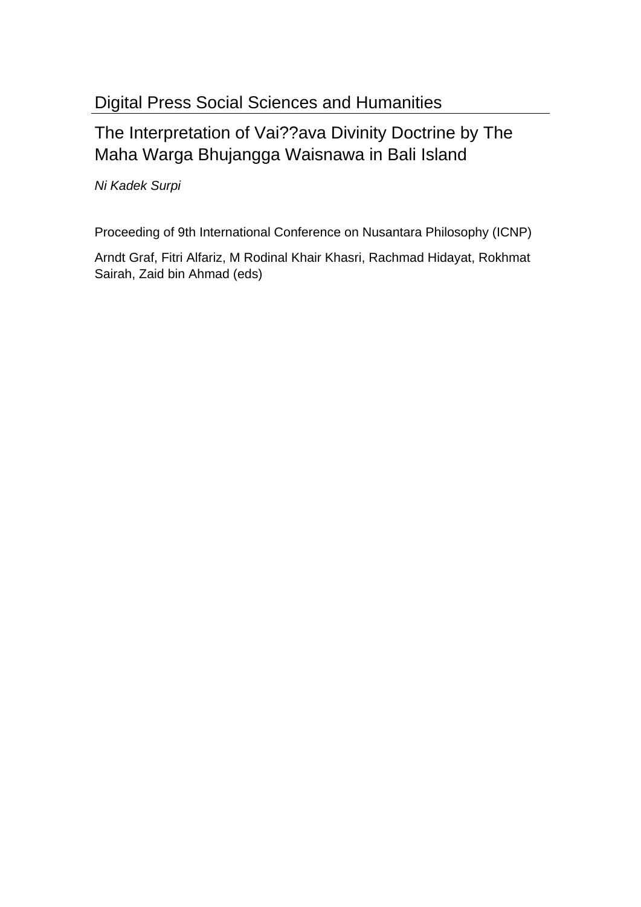Digital Press Social Sciences and Humanities

# The Interpretation of Vai??ava Divinity Doctrine by The Maha Warga Bhujangga Waisnawa in Bali Island

*Ni Kadek Surpi*

Proceeding of 9th International Conference on Nusantara Philosophy (ICNP)

Arndt Graf, Fitri Alfariz, M Rodinal Khair Khasri, Rachmad Hidayat, Rokhmat Sairah, Zaid bin Ahmad (eds)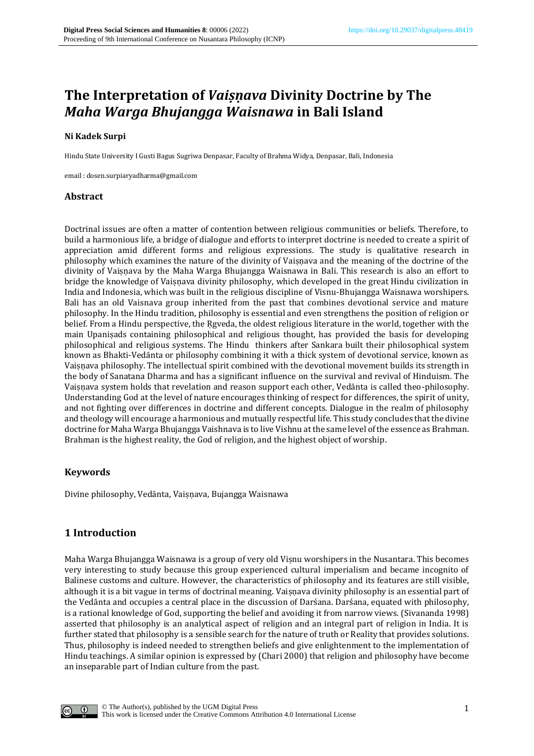# The Interpretation of *Vaiṣṇava* Divinity Doctrine by The *Maha Warga Bhujangga Waisnawa* in Bali Island

**Ni Kadek Surpi**

Hindu State University I Gusti Bagus Sugriwa Denpasar, Faculty of Brahma Widya, Denpasar, Bali, Indonesia

email : dosen.surpiaryadharma@gmail.com

## Abstract

Doctrinal issues are often a matter of contention between religious communities or beliefs. Therefore, to build a harmonious life, a bridge of dialogue and efforts to interpret doctrine is needed to create a spirit of appreciation amid different forms and religious expressions. The study is qualitative research in philosophy which examines the nature of the divinity of Vaiṣṇava and the meaning of the doctrine of the divinity of Vaiṣṇava by the Maha Warga Bhujangga Waisnawa in Bali. This research is also an effort to bridge the knowledge of Vaiṣṇava divinity philosophy, which developed in the great Hindu civilization in India and Indonesia, which was built in the religious discipline of Visnu-Bhujangga Waisnawa worshipers. Bali has an old Vaisnava group inherited from the past that combines devotional service and mature philosophy. In the Hindu tradition, philosophy is essential and even strengthens the position of religion or belief. From a Hindu perspective, the Ṛgveda, the oldest religious literature in the world, together with the main Upaniṣads containing philosophical and religious thought, has provided the basis for developing philosophical and religious systems. The Hindu thinkers after Sankara built their philosophical system known as Bhakti-Vedānta or philosophy combining it with a thick system of devotional service, known as Vaiṣṇava philosophy. The intellectual spirit combined with the devotional movement builds its strength in the body of Sanatana Dharma and has a significant influence on the survival and revival of Hinduism. The Vaiṣṇava system holds that revelation and reason support each other, Vedānta is called theo-philosophy. Understanding God at the level of nature encourages thinking of respect for differences, the spirit of unity, and not fighting over differences in doctrine and different concepts. Dialogue in the realm of philosophy and theology will encourage a harmonious and mutually respectful life. This study concludes that the divine doctrine for Maha Warga Bhujangga Vaishnava is to live Vishnu at the same level of the essence as Brahman. Brahman is the highest reality, the God of religion, and the highest object of worship.

## Keywords

Divine philosophy, Vedānta, Vaiṣṇava, Bujangga Waisnawa

## 1 Introduction

Maha Warga Bhujangga Waisnawa is a group of very old Viṣnu worshipers in the Nusantara. This becomes very interesting to study because this group experienced cultural imperialism and became incognito of Balinese customs and culture. However, the characteristics of philosophy and its features are still visible, although it is a bit vague in terms of doctrinal meaning. Vaiṣṇava divinity philosophy is an essential part of the Vedānta and occupies a central place in the discussion of Darśana. Darśana, equated with philosophy, is a rational knowledge of God, supporting the belief and avoiding it from narrow views. (Sivananda 1998) asserted that philosophy is an analytical aspect of religion and an integral part of religion in India. It is further stated that philosophy is a sensible search for the nature of truth or Reality that provides solutions. Thus, philosophy is indeed needed to strengthen beliefs and give enlightenment to the implementation of Hindu teachings. A similar opinion is expressed by (Chari 2000) that religion and philosophy have become an inseparable part of Indian culture from the past.

© The Author(s), published by the UGM Digital Press
This work is licensed under the Creative Commons Attribution 4.0 International License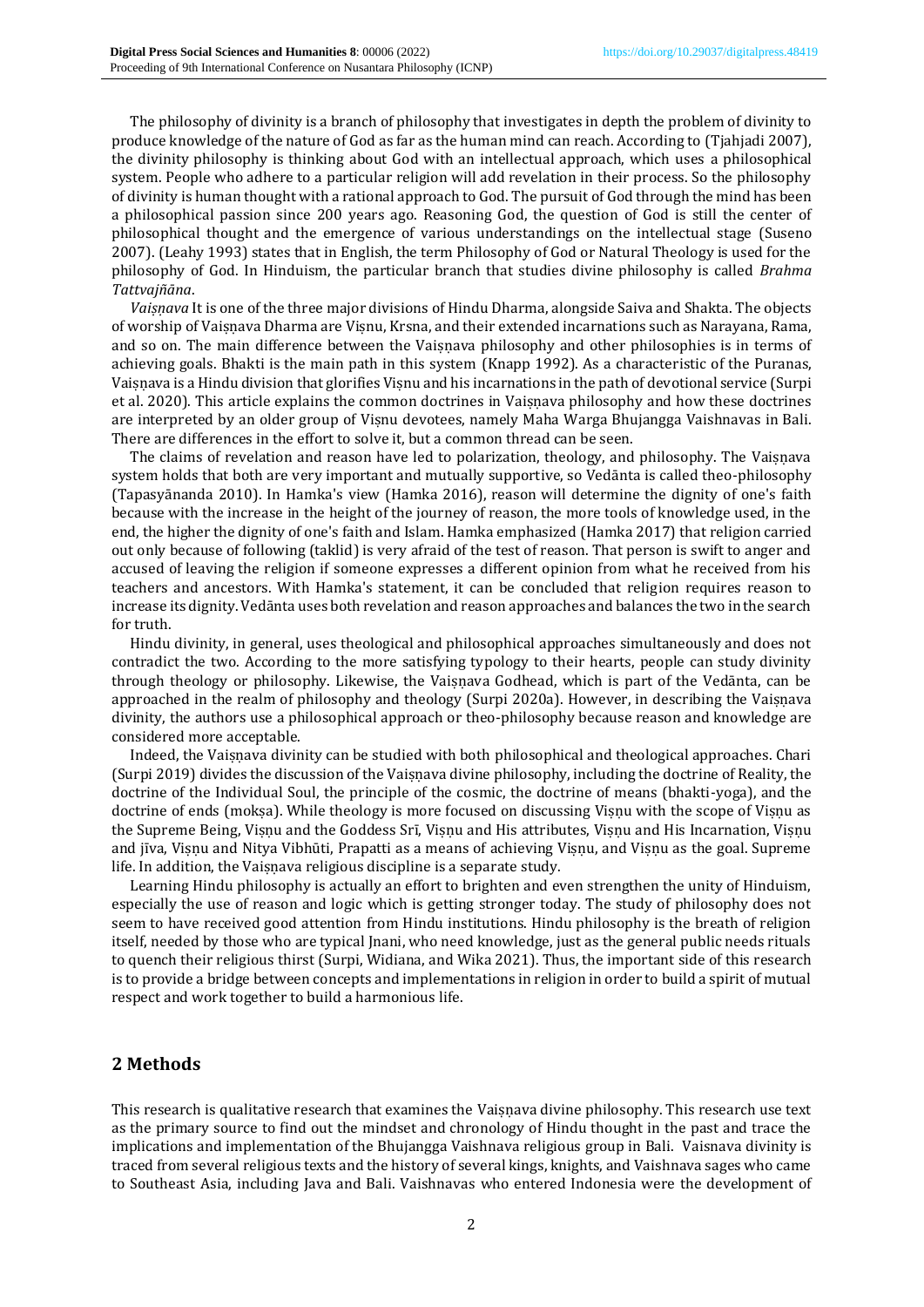The philosophy of divinity is a branch of philosophy that investigates in depth the problem of divinity to produce knowledge of the nature of God as far as the human mind can reach. According to (Tjahjadi 2007), the divinity philosophy is thinking about God with an intellectual approach, which uses a philosophical system. People who adhere to a particular religion will add revelation in their process. So the philosophy of divinity is human thought with a rational approach to God. The pursuit of God through the mind has been a philosophical passion since 200 years ago. Reasoning God, the question of God is still the center of philosophical thought and the emergence of various understandings on the intellectual stage (Suseno 2007). (Leahy 1993) states that in English, the term Philosophy of God or Natural Theology is used for the philosophy of God. In Hinduism, the particular branch that studies divine philosophy is called *Brahma Tattvajñāna*.

*Vaiṣṇava* It is one of the three major divisions of Hindu Dharma, alongside Saiva and Shakta. The objects of worship of Vaiṣṇava Dharma are Viṣṇu, Krsna, and their extended incarnations such as Narayana, Rama, and so on. The main difference between the Vaiṣṇava philosophy and other philosophies is in terms of achieving goals. Bhakti is the main path in this system (Knapp 1992). As a characteristic of the Puranas, Vaiṣṇava is a Hindu division that glorifies Viṣṇu and his incarnations in the path of devotional service (Surpi et al. 2020). This article explains the common doctrines in Vaiṣṇava philosophy and how these doctrines are interpreted by an older group of Viṣṇu devotees, namely Maha Warga Bhujangga Vaishnavas in Bali. There are differences in the effort to solve it, but a common thread can be seen.

The claims of revelation and reason have led to polarization, theology, and philosophy. The Vaiṣṇava system holds that both are very important and mutually supportive, so Vedānta is called theo-philosophy (Tapasyānanda 2010). In Hamka's view (Hamka 2016), reason will determine the dignity of one's faith because with the increase in the height of the journey of reason, the more tools of knowledge used, in the end, the higher the dignity of one's faith and Islam. Hamka emphasized (Hamka 2017) that religion carried out only because of following (taklid) is very afraid of the test of reason. That person is swift to anger and accused of leaving the religion if someone expresses a different opinion from what he received from his teachers and ancestors. With Hamka's statement, it can be concluded that religion requires reason to increase its dignity. Vedānta uses both revelation and reason approaches and balances the two in the search for truth.

Hindu divinity, in general, uses theological and philosophical approaches simultaneously and does not contradict the two. According to the more satisfying typology to their hearts, people can study divinity through theology or philosophy. Likewise, the Vaiṣṇava Godhead, which is part of the Vedānta, can be approached in the realm of philosophy and theology (Surpi 2020a). However, in describing the Vaiṣṇava divinity, the authors use a philosophical approach or theo-philosophy because reason and knowledge are considered more acceptable.

Indeed, the Vaiṣṇava divinity can be studied with both philosophical and theological approaches. Chari (Surpi 2019) divides the discussion of the Vaiṣṇava divine philosophy, including the doctrine of Reality, the doctrine of the Individual Soul, the principle of the cosmic, the doctrine of means (bhakti-yoga), and the doctrine of ends (mokṣa). While theology is more focused on discussing Viṣṇu with the scope of Viṣṇu as the Supreme Being, Viṣṇu and the Goddess Srī, Viṣṇu and His attributes, Viṣṇu and His Incarnation, Viṣṇu and jīva, Viṣṇu and Nitya Vibhūti, Prapatti as a means of achieving Viṣṇu, and Viṣṇu as the goal. Supreme life. In addition, the Vaiṣṇava religious discipline is a separate study.

Learning Hindu philosophy is actually an effort to brighten and even strengthen the unity of Hinduism, especially the use of reason and logic which is getting stronger today. The study of philosophy does not seem to have received good attention from Hindu institutions. Hindu philosophy is the breath of religion itself, needed by those who are typical Jnani, who need knowledge, just as the general public needs rituals to quench their religious thirst (Surpi, Widiana, and Wika 2021). Thus, the important side of this research is to provide a bridge between concepts and implementations in religion in order to build a spirit of mutual respect and work together to build a harmonious life.

## 2 Methods

This research is qualitative research that examines the Vaiṣṇava divine philosophy. This research use text as the primary source to find out the mindset and chronology of Hindu thought in the past and trace the implications and implementation of the Bhujangga Vaishnava religious group in Bali. Vaisnava divinity is traced from several religious texts and the history of several kings, knights, and Vaishnava sages who came to Southeast Asia, including Java and Bali. Vaishnavas who entered Indonesia were the development of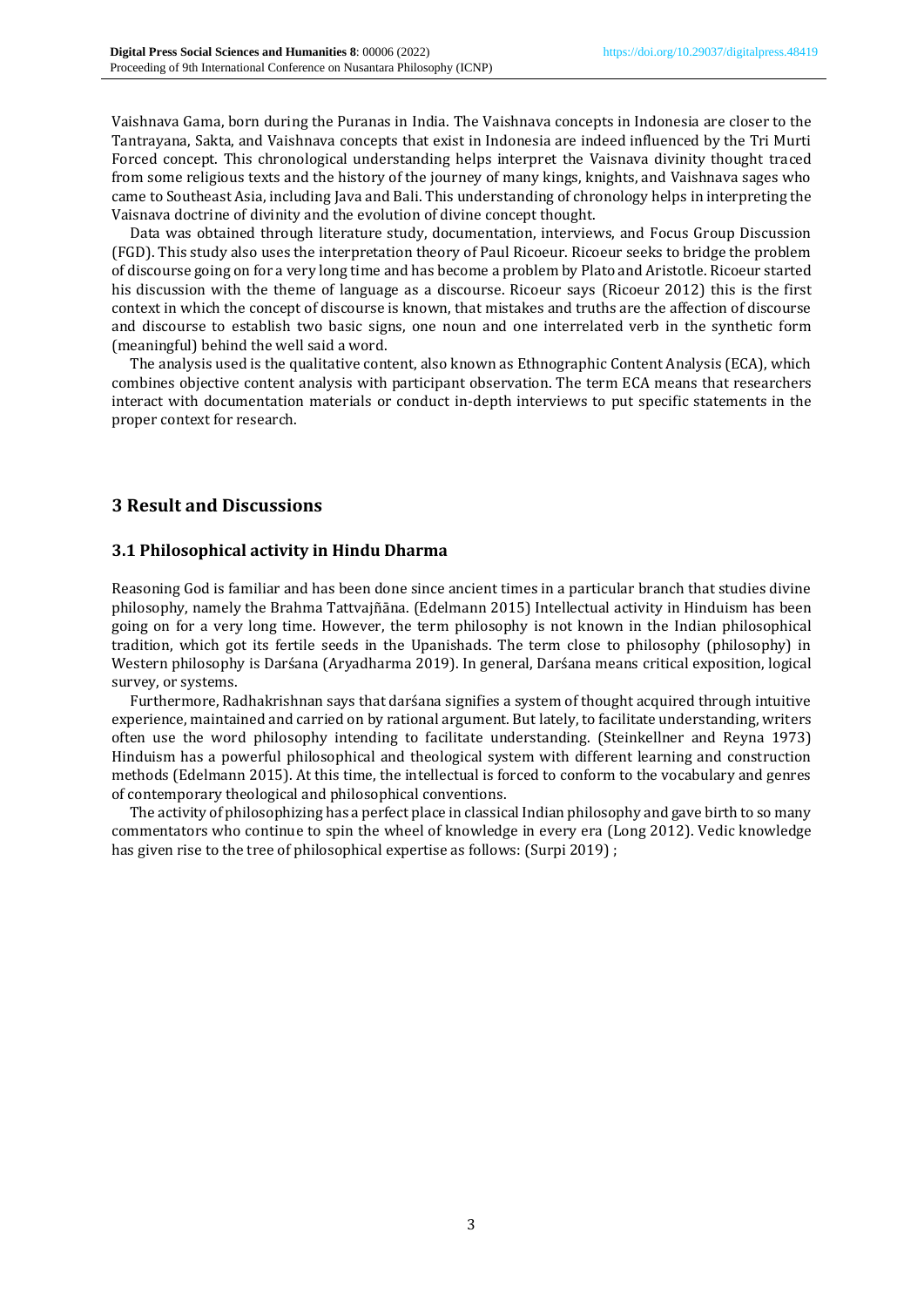Vaishnava Gama, born during the Puranas in India. The Vaishnava concepts in Indonesia are closer to the Tantrayana, Sakta, and Vaishnava concepts that exist in Indonesia are indeed influenced by the Tri Murti Forced concept. This chronological understanding helps interpret the Vaisnava divinity thought traced from some religious texts and the history of the journey of many kings, knights, and Vaishnava sages who came to Southeast Asia, including Java and Bali. This understanding of chronology helps in interpreting the Vaisnava doctrine of divinity and the evolution of divine concept thought.

Data was obtained through literature study, documentation, interviews, and Focus Group Discussion (FGD). This study also uses the interpretation theory of Paul Ricoeur. Ricoeur seeks to bridge the problem of discourse going on for a very long time and has become a problem by Plato and Aristotle. Ricoeur started his discussion with the theme of language as a discourse. Ricoeur says (Ricoeur 2012) this is the first context in which the concept of discourse is known, that mistakes and truths are the affection of discourse and discourse to establish two basic signs, one noun and one interrelated verb in the synthetic form (meaningful) behind the well said a word.

The analysis used is the qualitative content, also known as Ethnographic Content Analysis (ECA), which combines objective content analysis with participant observation. The term ECA means that researchers interact with documentation materials or conduct in-depth interviews to put specific statements in the proper context for research.

## 3 Result and Discussions

### 3.1 Philosophical activity in Hindu Dharma

Reasoning God is familiar and has been done since ancient times in a particular branch that studies divine philosophy, namely the Brahma Tattvajñāna. (Edelmann 2015) Intellectual activity in Hinduism has been going on for a very long time. However, the term philosophy is not known in the Indian philosophical tradition, which got its fertile seeds in the Upanishads. The term close to philosophy (philosophy) in Western philosophy is Darśana (Aryadharma 2019). In general, Darśana means critical exposition, logical survey, or systems.

Furthermore, Radhakrishnan says that darśana signifies a system of thought acquired through intuitive experience, maintained and carried on by rational argument. But lately, to facilitate understanding, writers often use the word philosophy intending to facilitate understanding. (Steinkellner and Reyna 1973) Hinduism has a powerful philosophical and theological system with different learning and construction methods (Edelmann 2015). At this time, the intellectual is forced to conform to the vocabulary and genres of contemporary theological and philosophical conventions.

The activity of philosophizing has a perfect place in classical Indian philosophy and gave birth to so many commentators who continue to spin the wheel of knowledge in every era (Long 2012). Vedic knowledge has given rise to the tree of philosophical expertise as follows: (Surpi 2019) ;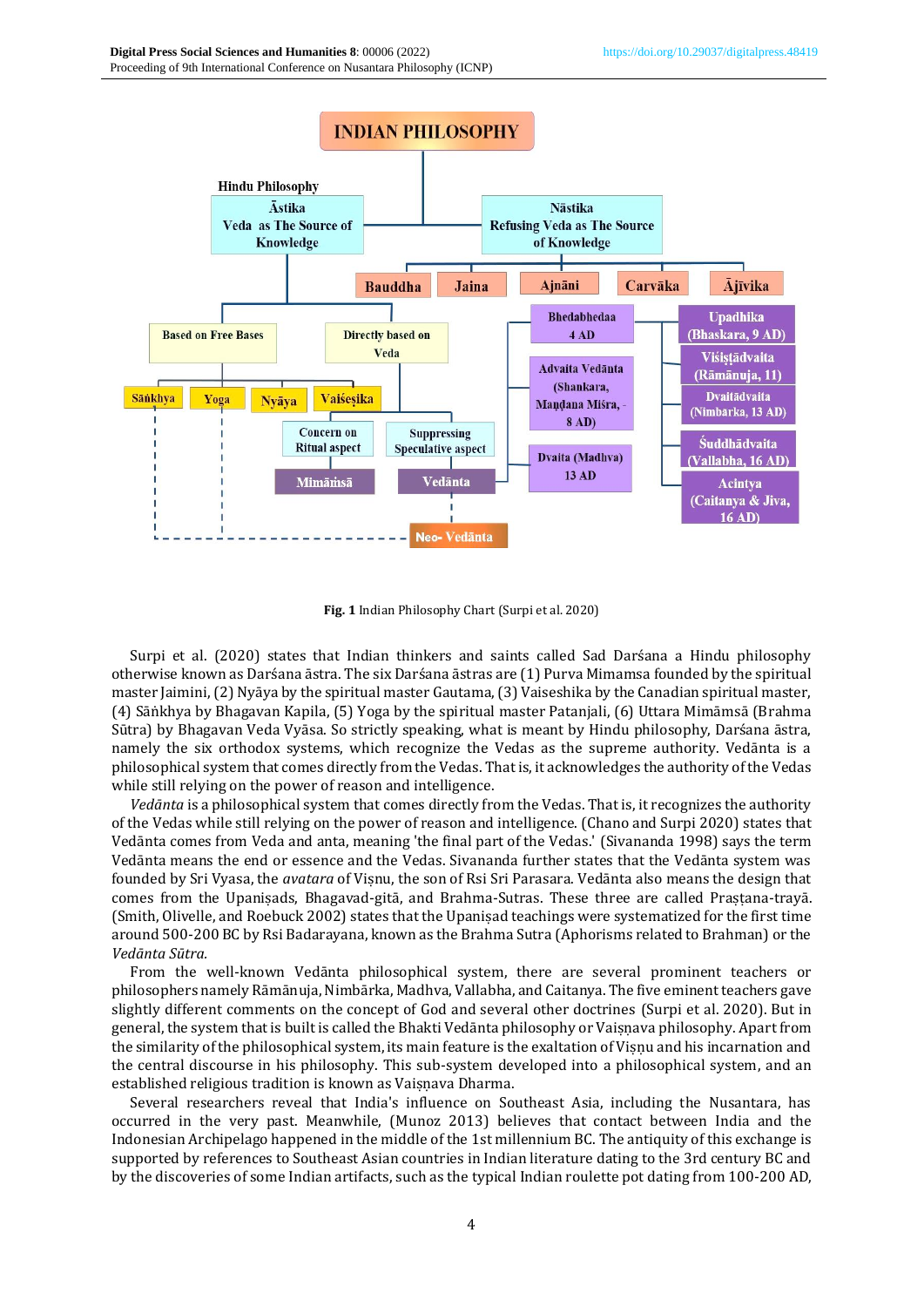**Fig. 1** Indian Philosophy Chart (Surpi et al. 2020)

Surpi et al. (2020) states that Indian thinkers and saints called Sad Darśana a Hindu philosophy otherwise known as Darśana āstra. The six Darśana āstras are (1) Purva Mimamsa founded by the spiritual master Jaimini, (2) Nyāya by the spiritual master Gautama, (3) Vaiseshika by the Canadian spiritual master, (4) Sāṅkhya by Bhagavan Kapila, (5) Yoga by the spiritual master Patanjali, (6) Uttara Mimāmsā (Brahma Sūtra) by Bhagavan Veda Vyāsa. So strictly speaking, what is meant by Hindu philosophy, Darśana āstra, namely the six orthodox systems, which recognize the Vedas as the supreme authority. Vedānta is a philosophical system that comes directly from the Vedas. That is, it acknowledges the authority of the Vedas while still relying on the power of reason and intelligence.

*Vedānta* is a philosophical system that comes directly from the Vedas. That is, it recognizes the authority of the Vedas while still relying on the power of reason and intelligence. (Chano and Surpi 2020) states that Vedānta comes from Veda and anta, meaning 'the final part of the Vedas.' (Sivananda 1998) says the term Vedānta means the end or essence and the Vedas. Sivananda further states that the Vedānta system was founded by Sri Vyasa, the *avatara* of Viṣṇu, the son of Rsi Sri Parasara. Vedānta also means the design that comes from the Upaniṣads, Bhagavad-gitā, and Brahma-Sutras. These three are called Praṣtana-trayā. (Smith, Olivelle, and Roebuck 2002) states that the Upaniṣad teachings were systematized for the first time around 500-200 BC by Rsi Badarayana, known as the Brahma Sutra (Aphorisms related to Brahman) or the *Vedānta Sūtra.*

From the well-known Vedānta philosophical system, there are several prominent teachers or philosophers namely Rāmānuja, Nimbārka, Madhva, Vallabha, and Caitanya. The five eminent teachers gave slightly different comments on the concept of God and several other doctrines (Surpi et al. 2020). But in general, the system that is built is called the Bhakti Vedānta philosophy or Vaiṣṇava philosophy. Apart from the similarity of the philosophical system, its main feature is the exaltation of Viṣṇu and his incarnation and the central discourse in his philosophy. This sub-system developed into a philosophical system, and an established religious tradition is known as Vaiṣṇava Dharma.

Several researchers reveal that India's influence on Southeast Asia, including the Nusantara, has occurred in the very past. Meanwhile, (Munoz 2013) believes that contact between India and the Indonesian Archipelago happened in the middle of the 1st millennium BC. The antiquity of this exchange is supported by references to Southeast Asian countries in Indian literature dating to the 3rd century BC and by the discoveries of some Indian artifacts, such as the typical Indian roulette pot dating from 100-200 AD,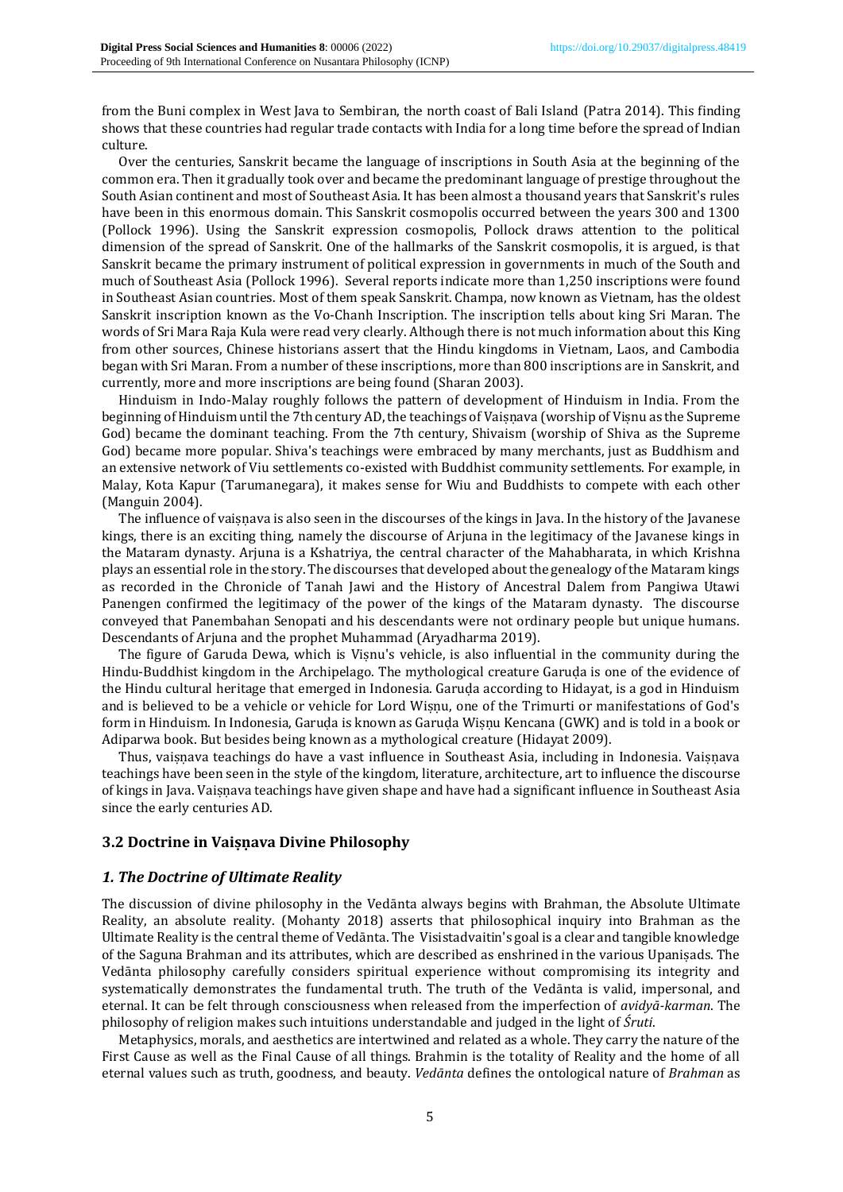from the Buni complex in West Java to Sembiran, the north coast of Bali Island (Patra 2014). This finding shows that these countries had regular trade contacts with India for a long time before the spread of Indian culture.

Over the centuries, Sanskrit became the language of inscriptions in South Asia at the beginning of the common era. Then it gradually took over and became the predominant language of prestige throughout the South Asian continent and most of Southeast Asia. It has been almost a thousand years that Sanskrit's rules have been in this enormous domain. This Sanskrit cosmopolis occurred between the years 300 and 1300 (Pollock 1996). Using the Sanskrit expression cosmopolis, Pollock draws attention to the political dimension of the spread of Sanskrit. One of the hallmarks of the Sanskrit cosmopolis, it is argued, is that Sanskrit became the primary instrument of political expression in governments in much of the South and much of Southeast Asia (Pollock 1996). Several reports indicate more than 1,250 inscriptions were found in Southeast Asian countries. Most of them speak Sanskrit. Champa, now known as Vietnam, has the oldest Sanskrit inscription known as the Vo-Chanh Inscription. The inscription tells about king Sri Maran. The words of Sri Mara Raja Kula were read very clearly. Although there is not much information about this King from other sources, Chinese historians assert that the Hindu kingdoms in Vietnam, Laos, and Cambodia began with Sri Maran. From a number of these inscriptions, more than 800 inscriptions are in Sanskrit, and currently, more and more inscriptions are being found (Sharan 2003).

Hinduism in Indo-Malay roughly follows the pattern of development of Hinduism in India. From the beginning of Hinduism until the 7th century AD, the teachings of Vaiṣṇava (worship of Viṣnu as the Supreme God) became the dominant teaching. From the 7th century, Shivaism (worship of Shiva as the Supreme God) became more popular. Shiva's teachings were embraced by many merchants, just as Buddhism and an extensive network of Viu settlements co-existed with Buddhist community settlements. For example, in Malay, Kota Kapur (Tarumanegara), it makes sense for Wiu and Buddhists to compete with each other (Manguin 2004).

The influence of vaiṣṇava is also seen in the discourses of the kings in Java. In the history of the Javanese kings, there is an exciting thing, namely the discourse of Arjuna in the legitimacy of the Javanese kings in the Mataram dynasty. Arjuna is a Kshatriya, the central character of the Mahabharata, in which Krishna plays an essential role in the story. The discourses that developed about the genealogy of the Mataram kings as recorded in the Chronicle of Tanah Jawi and the History of Ancestral Dalem from Pangiwa Utawi Panengen confirmed the legitimacy of the power of the kings of the Mataram dynasty. The discourse conveyed that Panembahan Senopati and his descendants were not ordinary people but unique humans. Descendants of Arjuna and the prophet Muhammad (Aryadharma 2019).

The figure of Garuda Dewa, which is Viṣṇu's vehicle, is also influential in the community during the Hindu-Buddhist kingdom in the Archipelago. The mythological creature Garuḍa is one of the evidence of the Hindu cultural heritage that emerged in Indonesia. Garuḍa according to Hidayat, is a god in Hinduism and is believed to be a vehicle or vehicle for Lord Wiṣṇu, one of the Trimurti or manifestations of God's form in Hinduism. In Indonesia, Garuḍa is known as Garuḍa Wiṣṇu Kencana (GWK) and is told in a book or Adiparwa book. But besides being known as a mythological creature (Hidayat 2009).

Thus, vaiṣṇava teachings do have a vast influence in Southeast Asia, including in Indonesia. Vaiṣṇava teachings have been seen in the style of the kingdom, literature, architecture, art to influence the discourse of kings in Java. Vaiṣṇava teachings have given shape and have had a significant influence in Southeast Asia since the early centuries AD.

### 3.2 Doctrine in Vaiṣṇava Divine Philosophy

#### *1. The Doctrine of Ultimate Reality*

The discussion of divine philosophy in the Vedānta always begins with Brahman, the Absolute Ultimate Reality, an absolute reality. (Mohanty 2018) asserts that philosophical inquiry into Brahman as the Ultimate Reality is the central theme of Vedānta. The Visistadvaitin's goal is a clear and tangible knowledge of the Saguna Brahman and its attributes, which are described as enshrined in the various Upaniṣads. The Vedānta philosophy carefully considers spiritual experience without compromising its integrity and systematically demonstrates the fundamental truth. The truth of the Vedānta is valid, impersonal, and eternal. It can be felt through consciousness when released from the imperfection of *avidyā-karman*. The philosophy of religion makes such intuitions understandable and judged in the light of *Śruti*.

Metaphysics, morals, and aesthetics are intertwined and related as a whole. They carry the nature of the First Cause as well as the Final Cause of all things. Brahmin is the totality of Reality and the home of all eternal values such as truth, goodness, and beauty. *Vedānta* defines the ontological nature of *Brahman* as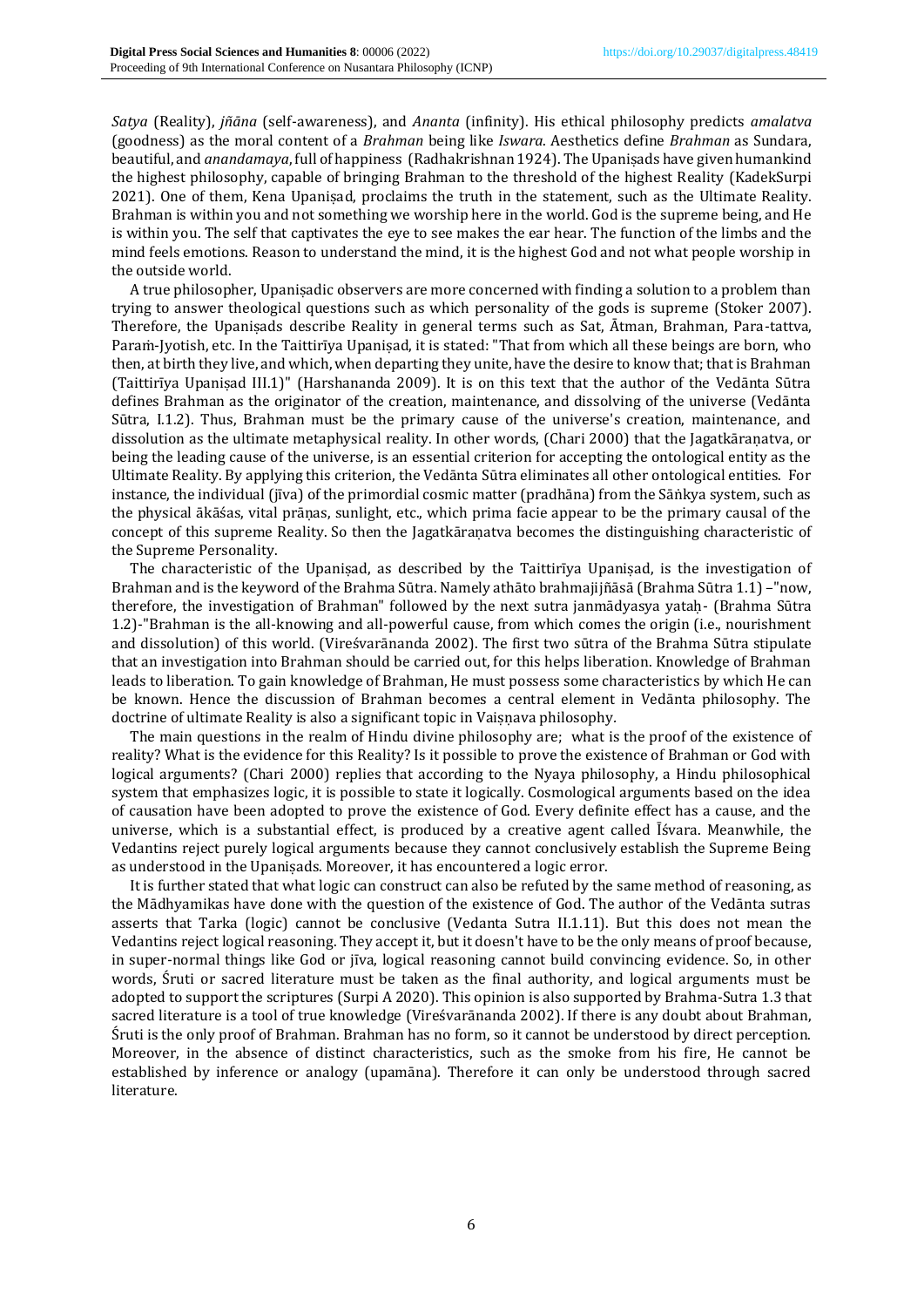*Satya* (Reality), *jñāna* (self-awareness), and *Ananta* (infinity). His ethical philosophy predicts *amalatva* (goodness) as the moral content of a *Brahman* being like *Iswara*. Aesthetics define *Brahman* as Sundara, beautiful, and *anandamaya*, full of happiness (Radhakrishnan 1924). The Upaniṣads have given humankind the highest philosophy, capable of bringing Brahman to the threshold of the highest Reality (KadekSurpi 2021). One of them, Kena Upaniṣad, proclaims the truth in the statement, such as the Ultimate Reality. Brahman is within you and not something we worship here in the world. God is the supreme being, and He is within you. The self that captivates the eye to see makes the ear hear. The function of the limbs and the mind feels emotions. Reason to understand the mind, it is the highest God and not what people worship in the outside world.

A true philosopher, Upaniṣadic observers are more concerned with finding a solution to a problem than trying to answer theological questions such as which personality of the gods is supreme (Stoker 2007). Therefore, the Upaniṣads describe Reality in general terms such as Sat, Ātman, Brahman, Para-tattva, Paraṁ-Jyotish, etc. In the Taittirīya Upaniṣad, it is stated: "That from which all these beings are born, who then, at birth they live, and which, when departing they unite, have the desire to know that; that is Brahman (Taittirīya Upaniṣad III.1)" (Harshananda 2009). It is on this text that the author of the Vedānta Sūtra defines Brahman as the originator of the creation, maintenance, and dissolving of the universe (Vedānta Sūtra, I.1.2). Thus, Brahman must be the primary cause of the universe's creation, maintenance, and dissolution as the ultimate metaphysical reality. In other words, (Chari 2000) that the Jagatkāraṇatva, or being the leading cause of the universe, is an essential criterion for accepting the ontological entity as the Ultimate Reality. By applying this criterion, the Vedānta Sūtra eliminates all other ontological entities. For instance, the individual (jīva) of the primordial cosmic matter (pradhāna) from the Sāṅkya system, such as the physical ākāśas, vital prāṇas, sunlight, etc., which prima facie appear to be the primary causal of the concept of this supreme Reality. So then the Jagatkāraṇatva becomes the distinguishing characteristic of the Supreme Personality.

The characteristic of the Upaniṣad, as described by the Taittirīya Upaniṣad, is the investigation of Brahman and is the keyword of the Brahma Sūtra. Namely athāto brahmajijñāsā (Brahma Sūtra 1.1) –"now, therefore, the investigation of Brahman" followed by the next sutra janmādyasya yataḥ- (Brahma Sūtra 1.2)-"Brahman is the all-knowing and all-powerful cause, from which comes the origin (i.e., nourishment and dissolution) of this world. (Vireśvarānanda 2002). The first two sūtra of the Brahma Sūtra stipulate that an investigation into Brahman should be carried out, for this helps liberation. Knowledge of Brahman leads to liberation. To gain knowledge of Brahman, He must possess some characteristics by which He can be known. Hence the discussion of Brahman becomes a central element in Vedānta philosophy. The doctrine of ultimate Reality is also a significant topic in Vaiṣṇava philosophy.

The main questions in the realm of Hindu divine philosophy are; what is the proof of the existence of reality? What is the evidence for this Reality? Is it possible to prove the existence of Brahman or God with logical arguments? (Chari 2000) replies that according to the Nyaya philosophy, a Hindu philosophical system that emphasizes logic, it is possible to state it logically. Cosmological arguments based on the idea of causation have been adopted to prove the existence of God. Every definite effect has a cause, and the universe, which is a substantial effect, is produced by a creative agent called Īśvara. Meanwhile, the Vedantins reject purely logical arguments because they cannot conclusively establish the Supreme Being as understood in the Upaniṣads. Moreover, it has encountered a logic error.

It is further stated that what logic can construct can also be refuted by the same method of reasoning, as the Mādhyamikas have done with the question of the existence of God. The author of the Vedānta sutras asserts that Tarka (logic) cannot be conclusive (Vedanta Sutra II.1.11). But this does not mean the Vedantins reject logical reasoning. They accept it, but it doesn't have to be the only means of proof because, in super-normal things like God or jīva, logical reasoning cannot build convincing evidence. So, in other words, Śruti or sacred literature must be taken as the final authority, and logical arguments must be adopted to support the scriptures (Surpi A 2020). This opinion is also supported by Brahma-Sutra 1.3 that sacred literature is a tool of true knowledge (Vireśvarānanda 2002). If there is any doubt about Brahman, Śruti is the only proof of Brahman. Brahman has no form, so it cannot be understood by direct perception. Moreover, in the absence of distinct characteristics, such as the smoke from his fire, He cannot be established by inference or analogy (upamāna). Therefore it can only be understood through sacred literature.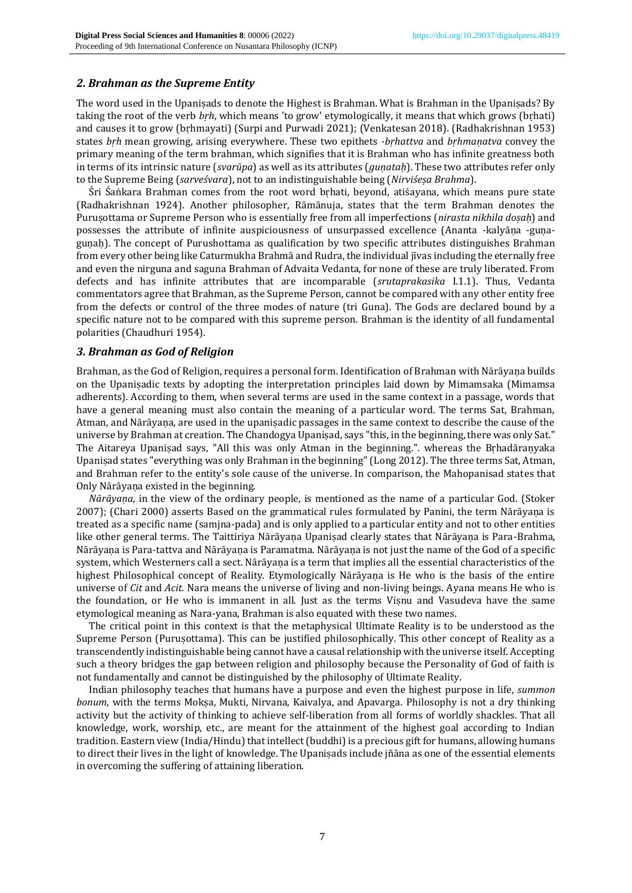### *2. Brahman as the Supreme Entity*

The word used in the Upaniṣads to denote the Highest is Brahman. What is Brahman in the Upaniṣads? By taking the root of the verb *bṛh*, which means 'to grow' etymologically, it means that which grows (bṛhati) and causes it to grow (bṛhmayati) (Surpi and Purwadi 2021); (Venkatesan 2018). (Radhakrishnan 1953) states *bṛh* mean growing, arising everywhere. These two epithets -*bṛhattva* and *bṛhmaṇatva* convey the primary meaning of the term brahman, which signifies that it is Brahman who has infinite greatness both in terms of its intrinsic nature (*svarūpa*) as well as its attributes (*guṇataḥ*). These two attributes refer only to the Supreme Being (*sarveśvara*), not to an indistinguishable being (*Nirviśeṣa Brahma*).

Śri Śaṅkara Brahman comes from the root word bṛhati, beyond, atiśayana, which means pure state (Radhakrishnan 1924). Another philosopher, Rāmānuja, states that the term Brahman denotes the Puruṣottama or Supreme Person who is essentially free from all imperfections (*nirasta nikhila doṣaḥ*) and possesses the attribute of infinite auspiciousness of unsurpassed excellence (Ananta -kalyāṇa -guṇa-guṇaḥ). The concept of Purushottama as qualification by two specific attributes distinguishes Brahman from every other being like Caturmukha Brahmā and Rudra, the individual jīvas including the eternally free and even the nirguna and saguna Brahman of Advaita Vedanta, for none of these are truly liberated. From defects and has infinite attributes that are incomparable (*srutaprakasika* I.1.1). Thus, Vedanta commentators agree that Brahman, as the Supreme Person, cannot be compared with any other entity free from the defects or control of the three modes of nature (tri Guna). The Gods are declared bound by a specific nature not to be compared with this supreme person. Brahman is the identity of all fundamental polarities (Chaudhuri 1954).

### *3. Brahman as God of Religion*

Brahman, as the God of Religion, requires a personal form. Identification of Brahman with Nārāyaṇa builds on the Upaniṣadic texts by adopting the interpretation principles laid down by Mimamsaka (Mimamsa adherents). According to them, when several terms are used in the same context in a passage, words that have a general meaning must also contain the meaning of a particular word. The terms Sat, Brahman, Atman, and Nārāyaṇa, are used in the upaniṣadic passages in the same context to describe the cause of the universe by Brahman at creation. The Chandogya Upaniṣad, says "this, in the beginning, there was only Sat." The Aitareya Upaniṣad says, "All this was only Atman in the beginning.". whereas the Bṛhadāraṇyaka Upaniṣad states "everything was only Brahman in the beginning" (Long 2012). The three terms Sat, Atman, and Brahman refer to the entity's sole cause of the universe. In comparison, the Mahopanisad states that Only Nārāyaṇa existed in the beginning.

*Nārāyaṇa*, in the view of the ordinary people, is mentioned as the name of a particular God. (Stoker 2007); (Chari 2000) asserts Based on the grammatical rules formulated by Panini, the term Nārāyaṇa is treated as a specific name (samjna-pada) and is only applied to a particular entity and not to other entities like other general terms. The Taittiriya Nārāyaṇa Upaniṣad clearly states that Nārāyaṇa is Para-Brahma, Nārāyaṇa is Para-tattva and Nārāyaṇa is Paramatma. Nārāyaṇa is not just the name of the God of a specific system, which Westerners call a sect. Nārāyaṇa is a term that implies all the essential characteristics of the highest Philosophical concept of Reality. Etymologically Nārāyaṇa is He who is the basis of the entire universe of *Cit* and *Acit*. Nara means the universe of living and non-living beings. Ayana means He who is the foundation, or He who is immanent in all. Just as the terms Viṣnu and Vasudeva have the same etymological meaning as Nara-yana, Brahman is also equated with these two names.

The critical point in this context is that the metaphysical Ultimate Reality is to be understood as the Supreme Person (Puruṣottama). This can be justified philosophically. This other concept of Reality as a transcendently indistinguishable being cannot have a causal relationship with the universe itself. Accepting such a theory bridges the gap between religion and philosophy because the Personality of God of faith is not fundamentally and cannot be distinguished by the philosophy of Ultimate Reality.

Indian philosophy teaches that humans have a purpose and even the highest purpose in life, *summon bonum*, with the terms Mokṣa, Mukti, Nirvana, Kaivalya, and Apavarga. Philosophy is not a dry thinking activity but the activity of thinking to achieve self-liberation from all forms of worldly shackles. That all knowledge, work, worship, etc., are meant for the attainment of the highest goal according to Indian tradition. Eastern view (India/Hindu) that intellect (buddhi) is a precious gift for humans, allowing humans to direct their lives in the light of knowledge. The Upaniṣads include jñāna as one of the essential elements in overcoming the suffering of attaining liberation.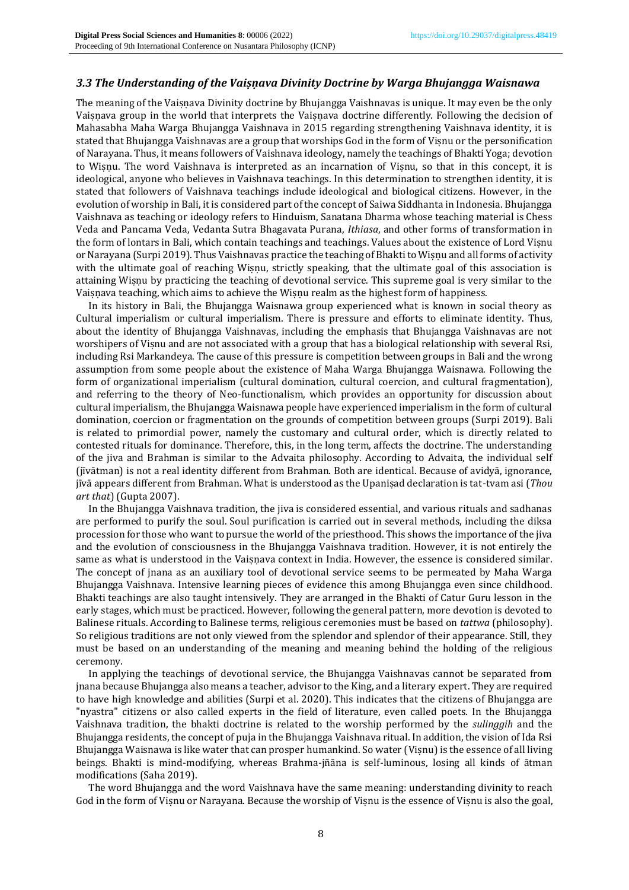### *3.3 The Understanding of the Vaiṣṇava Divinity Doctrine by Warga Bhujangga Waisnawa*

The meaning of the Vaiṣṇava Divinity doctrine by Bhujangga Vaishnavas is unique. It may even be the only Vaiṣṇava group in the world that interprets the Vaiṣṇava doctrine differently. Following the decision of Mahasabha Maha Warga Bhujangga Vaishnava in 2015 regarding strengthening Vaishnava identity, it is stated that Bhujangga Vaishnavas are a group that worships God in the form of Viṣṇu or the personification of Narayana. Thus, it means followers of Vaishnava ideology, namely the teachings of Bhakti Yoga; devotion to Wiṣṇu. The word Vaishnava is interpreted as an incarnation of Viṣṇu, so that in this concept, it is ideological, anyone who believes in Vaishnava teachings. In this determination to strengthen identity, it is stated that followers of Vaishnava teachings include ideological and biological citizens. However, in the evolution of worship in Bali, it is considered part of the concept of Saiwa Siddhanta in Indonesia. Bhujangga Vaishnava as teaching or ideology refers to Hinduism, Sanatana Dharma whose teaching material is Chess Veda and Pancama Veda, Vedanta Sutra Bhagavata Purana, *Ithiasa*, and other forms of transformation in the form of lontars in Bali, which contain teachings and teachings. Values about the existence of Lord Viṣṇu or Narayana (Surpi 2019). Thus Vaishnavas practice the teaching of Bhakti to Wiṣṇu and all forms of activity with the ultimate goal of reaching Wiṣṇu, strictly speaking, that the ultimate goal of this association is attaining Wiṣṇu by practicing the teaching of devotional service. This supreme goal is very similar to the Vaiṣṇava teaching, which aims to achieve the Wiṣṇu realm as the highest form of happiness.

In its history in Bali, the Bhujangga Waisnawa group experienced what is known in social theory as Cultural imperialism or cultural imperialism. There is pressure and efforts to eliminate identity. Thus, about the identity of Bhujangga Vaishnavas, including the emphasis that Bhujangga Vaishnavas are not worshipers of Viṣṇu and are not associated with a group that has a biological relationship with several Rsi, including Rsi Markandeya. The cause of this pressure is competition between groups in Bali and the wrong assumption from some people about the existence of Maha Warga Bhujangga Waisnawa. Following the form of organizational imperialism (cultural domination, cultural coercion, and cultural fragmentation), and referring to the theory of Neo-functionalism, which provides an opportunity for discussion about cultural imperialism, the Bhujangga Waisnawa people have experienced imperialism in the form of cultural domination, coercion or fragmentation on the grounds of competition between groups (Surpi 2019). Bali is related to primordial power, namely the customary and cultural order, which is directly related to contested rituals for dominance. Therefore, this, in the long term, affects the doctrine. The understanding of the jiva and Brahman is similar to the Advaita philosophy. According to Advaita, the individual self (jīvātman) is not a real identity different from Brahman. Both are identical. Because of avidyā, ignorance, jīvā appears different from Brahman. What is understood as the Upaniṣad declaration is tat-tvam asi (*Thou art that*) (Gupta 2007).

In the Bhujangga Vaishnava tradition, the jiva is considered essential, and various rituals and sadhanas are performed to purify the soul. Soul purification is carried out in several methods, including the diksa procession for those who want to pursue the world of the priesthood. This shows the importance of the jiva and the evolution of consciousness in the Bhujangga Vaishnava tradition. However, it is not entirely the same as what is understood in the Vaiṣṇava context in India. However, the essence is considered similar. The concept of jnana as an auxiliary tool of devotional service seems to be permeated by Maha Warga Bhujangga Vaishnava. Intensive learning pieces of evidence this among Bhujangga even since childhood. Bhakti teachings are also taught intensively. They are arranged in the Bhakti of Catur Guru lesson in the early stages, which must be practiced. However, following the general pattern, more devotion is devoted to Balinese rituals. According to Balinese terms, religious ceremonies must be based on *tattwa* (philosophy). So religious traditions are not only viewed from the splendor and splendor of their appearance. Still, they must be based on an understanding of the meaning and meaning behind the holding of the religious ceremony.

In applying the teachings of devotional service, the Bhujangga Vaishnavas cannot be separated from jnana because Bhujangga also means a teacher, advisor to the King, and a literary expert. They are required to have high knowledge and abilities (Surpi et al. 2020). This indicates that the citizens of Bhujangga are "nyastra" citizens or also called experts in the field of literature, even called poets. In the Bhujangga Vaishnava tradition, the bhakti doctrine is related to the worship performed by the *sulinggih* and the Bhujangga residents, the concept of puja in the Bhujangga Vaishnava ritual. In addition, the vision of Ida Rsi Bhujangga Waisnawa is like water that can prosper humankind. So water (Viṣṇu) is the essence of all living beings. Bhakti is mind-modifying, whereas Brahma-jñāna is self-luminous, losing all kinds of ātman modifications (Saha 2019).

The word Bhujangga and the word Vaishnava have the same meaning: understanding divinity to reach God in the form of Viṣṇu or Narayana. Because the worship of Viṣṇu is the essence of Viṣṇu is also the goal,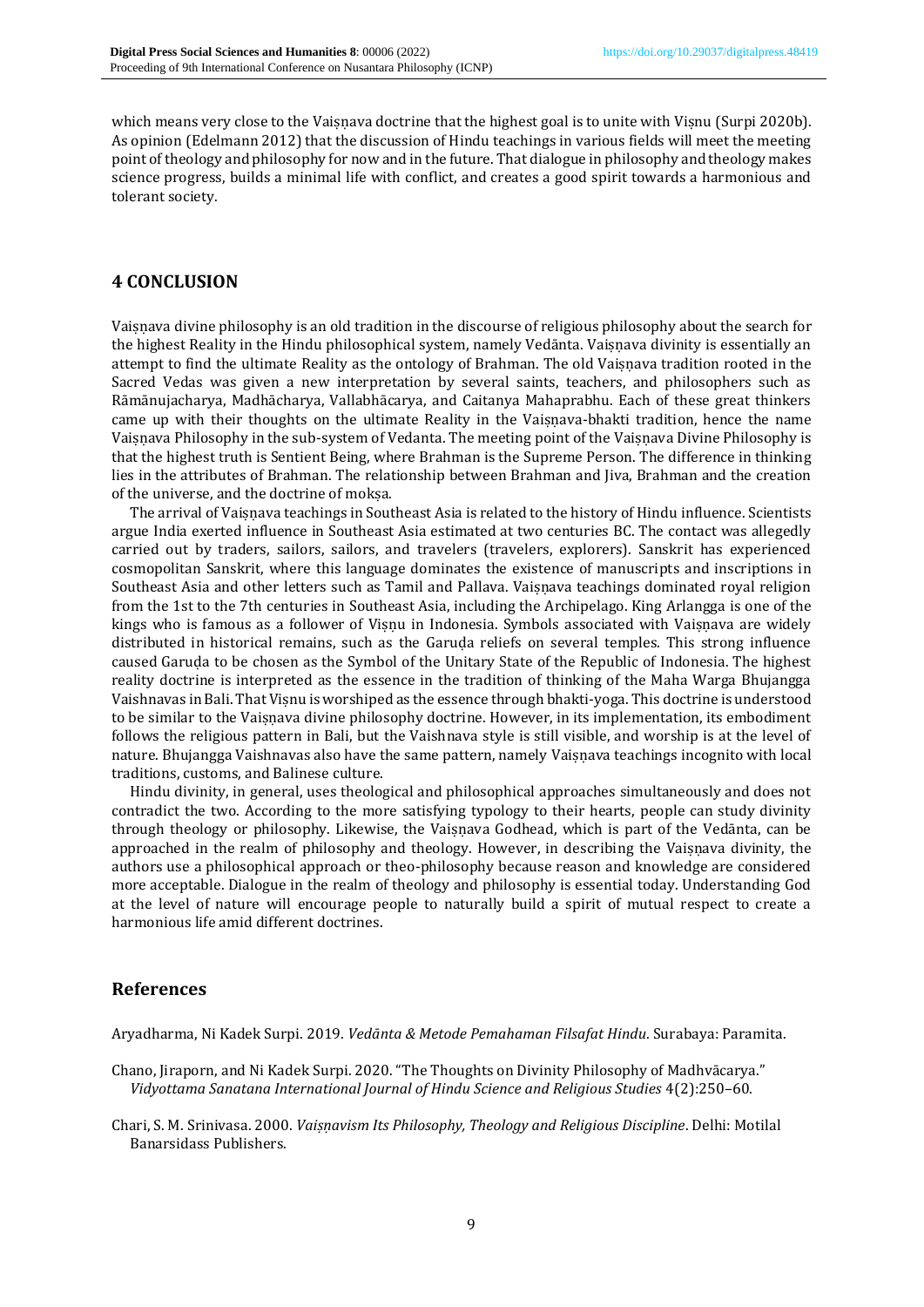which means very close to the Vaiṣṇava doctrine that the highest goal is to unite with Viṣnu (Surpi 2020b). As opinion (Edelmann 2012) that the discussion of Hindu teachings in various fields will meet the meeting point of theology and philosophy for now and in the future. That dialogue in philosophy and theology makes science progress, builds a minimal life with conflict, and creates a good spirit towards a harmonious and tolerant society.

## 4 CONCLUSION

Vaiṣṇava divine philosophy is an old tradition in the discourse of religious philosophy about the search for the highest Reality in the Hindu philosophical system, namely Vedānta. Vaiṣṇava divinity is essentially an attempt to find the ultimate Reality as the ontology of Brahman. The old Vaiṣṇava tradition rooted in the Sacred Vedas was given a new interpretation by several saints, teachers, and philosophers such as Rāmānujacharya, Madhācharya, Vallabhācarya, and Caitanya Mahaprabhu. Each of these great thinkers came up with their thoughts on the ultimate Reality in the Vaiṣṇava-bhakti tradition, hence the name Vaiṣṇava Philosophy in the sub-system of Vedanta. The meeting point of the Vaiṣṇava Divine Philosophy is that the highest truth is Sentient Being, where Brahman is the Supreme Person. The difference in thinking lies in the attributes of Brahman. The relationship between Brahman and Jiva, Brahman and the creation of the universe, and the doctrine of mokṣa.

The arrival of Vaiṣṇava teachings in Southeast Asia is related to the history of Hindu influence. Scientists argue India exerted influence in Southeast Asia estimated at two centuries BC. The contact was allegedly carried out by traders, sailors, sailors, and travelers (travelers, explorers). Sanskrit has experienced cosmopolitan Sanskrit, where this language dominates the existence of manuscripts and inscriptions in Southeast Asia and other letters such as Tamil and Pallava. Vaiṣṇava teachings dominated royal religion from the 1st to the 7th centuries in Southeast Asia, including the Archipelago. King Arlangga is one of the kings who is famous as a follower of Viṣṇu in Indonesia. Symbols associated with Vaiṣṇava are widely distributed in historical remains, such as the Garuḍa reliefs on several temples. This strong influence caused Garuḍa to be chosen as the Symbol of the Unitary State of the Republic of Indonesia. The highest reality doctrine is interpreted as the essence in the tradition of thinking of the Maha Warga Bhujangga Vaishnavas in Bali. That Viṣṇu is worshiped as the essence through bhakti-yoga. This doctrine is understood to be similar to the Vaiṣṇava divine philosophy doctrine. However, in its implementation, its embodiment follows the religious pattern in Bali, but the Vaishnava style is still visible, and worship is at the level of nature. Bhujangga Vaishnavas also have the same pattern, namely Vaiṣṇava teachings incognito with local traditions, customs, and Balinese culture.

Hindu divinity, in general, uses theological and philosophical approaches simultaneously and does not contradict the two. According to the more satisfying typology to their hearts, people can study divinity through theology or philosophy. Likewise, the Vaiṣṇava Godhead, which is part of the Vedānta, can be approached in the realm of philosophy and theology. However, in describing the Vaiṣṇava divinity, the authors use a philosophical approach or theo-philosophy because reason and knowledge are considered more acceptable. Dialogue in the realm of theology and philosophy is essential today. Understanding God at the level of nature will encourage people to naturally build a spirit of mutual respect to create a harmonious life amid different doctrines.

## References

Aryadharma, Ni Kadek Surpi. 2019. *Vedānta & Metode Pemahaman Filsafat Hindu*. Surabaya: Paramita.

Chano, Jiraporn, and Ni Kadek Surpi. 2020. "The Thoughts on Divinity Philosophy of Madhvācarya." *Vidyottama Sanatana International Journal of Hindu Science and Religious Studies* 4(2):250–60.

Chari, S. M. Srinivasa. 2000. *Vaiṣṇavism Its Philosophy, Theology and Religious Discipline*. Delhi: Motilal Banarsidass Publishers.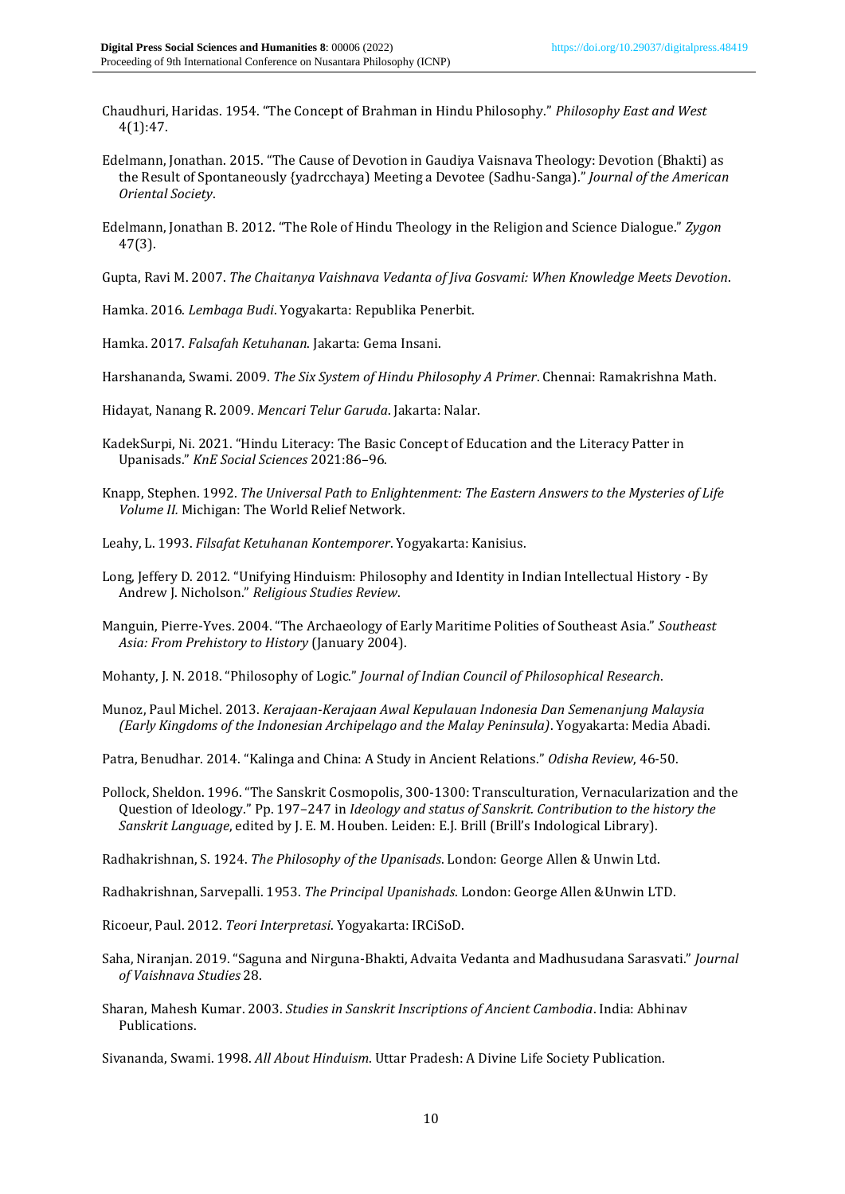Chaudhuri, Haridas. 1954. "The Concept of Brahman in Hindu Philosophy." *Philosophy East and West* 4(1):47.

Edelmann, Jonathan. 2015. "The Cause of Devotion in Gaudiya Vaisnava Theology: Devotion (Bhakti) as the Result of Spontaneously {yadrcchaya) Meeting a Devotee (Sadhu-Sanga)." *Journal of the American Oriental Society*.

Edelmann, Jonathan B. 2012. "The Role of Hindu Theology in the Religion and Science Dialogue." *Zygon* 47(3).

Gupta, Ravi M. 2007. *The Chaitanya Vaishnava Vedanta of Jiva Gosvami: When Knowledge Meets Devotion*.

Hamka. 2016. *Lembaga Budi*. Yogyakarta: Republika Penerbit.

Hamka. 2017. *Falsafah Ketuhanan*. Jakarta: Gema Insani.

Harshananda, Swami. 2009. *The Six System of Hindu Philosophy A Primer*. Chennai: Ramakrishna Math.

Hidayat, Nanang R. 2009. *Mencari Telur Garuda*. Jakarta: Nalar.

KadekSurpi, Ni. 2021. "Hindu Literacy: The Basic Concept of Education and the Literacy Patter in Upanisads." *KnE Social Sciences* 2021:86–96.

Knapp, Stephen. 1992. *The Universal Path to Enlightenment: The Eastern Answers to the Mysteries of Life Volume II.* Michigan: The World Relief Network.

Leahy, L. 1993. *Filsafat Ketuhanan Kontemporer*. Yogyakarta: Kanisius.

Long, Jeffery D. 2012. "Unifying Hinduism: Philosophy and Identity in Indian Intellectual History - By Andrew J. Nicholson." *Religious Studies Review*.

Manguin, Pierre-Yves. 2004. "The Archaeology of Early Maritime Polities of Southeast Asia." *Southeast Asia: From Prehistory to History* (January 2004).

Mohanty, J. N. 2018. "Philosophy of Logic." *Journal of Indian Council of Philosophical Research*.

Munoz, Paul Michel. 2013. *Kerajaan-Kerajaan Awal Kepulauan Indonesia Dan Semenanjung Malaysia (Early Kingdoms of the Indonesian Archipelago and the Malay Peninsula)*. Yogyakarta: Media Abadi.

Patra, Benudhar. 2014. "Kalinga and China: A Study in Ancient Relations." *Odisha Review*, 46-50.

Pollock, Sheldon. 1996. "The Sanskrit Cosmopolis, 300-1300: Transculturation, Vernacularization and the Question of Ideology." Pp. 197–247 in *Ideology and status of Sanskrit. Contribution to the history the Sanskrit Language*, edited by J. E. M. Houben. Leiden: E.J. Brill (Brill's Indological Library).

Radhakrishnan, S. 1924. *The Philosophy of the Upanisads*. London: George Allen & Unwin Ltd.

Radhakrishnan, Sarvepalli. 1953. *The Principal Upanishads*. London: George Allen &Unwin LTD.

Ricoeur, Paul. 2012. *Teori Interpretasi*. Yogyakarta: IRCiSoD.

Saha, Niranjan. 2019. "Saguna and Nirguna-Bhakti, Advaita Vedanta and Madhusudana Sarasvati." *Journal of Vaishnava Studies* 28.

Sharan, Mahesh Kumar. 2003. *Studies in Sanskrit Inscriptions of Ancient Cambodia*. India: Abhinav Publications.

Sivananda, Swami. 1998. *All About Hinduism*. Uttar Pradesh: A Divine Life Society Publication.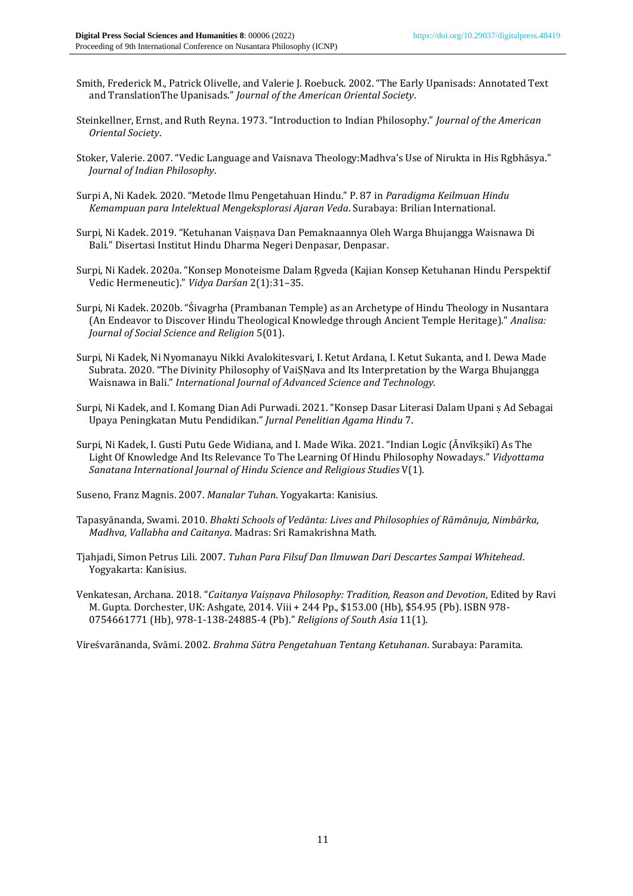Smith, Frederick M., Patrick Olivelle, and Valerie J. Roebuck. 2002. "The Early Upanisads: Annotated Text and TranslationThe Upanisads." *Journal of the American Oriental Society*.

Steinkellner, Ernst, and Ruth Reyna. 1973. "Introduction to Indian Philosophy." *Journal of the American Oriental Society*.

Stoker, Valerie. 2007. "Vedic Language and Vaisnava Theology:Madhva's Use of Nirukta in His Rgbhāsya." *Journal of Indian Philosophy*.

Surpi A, Ni Kadek. 2020. "Metode Ilmu Pengetahuan Hindu." P. 87 in *Paradigma Keilmuan Hindu Kemampuan para Intelektual Mengeksplorasi Ajaran Veda*. Surabaya: Brilian International.

Surpi, Ni Kadek. 2019. "Ketuhanan Vaiṣṇava Dan Pemaknaannya Oleh Warga Bhujangga Waisnawa Di Bali." Disertasi Institut Hindu Dharma Negeri Denpasar, Denpasar.

Surpi, Ni Kadek. 2020a. "Konsep Monoteisme Dalam Ṛgveda (Kajian Konsep Ketuhanan Hindu Perspektif Vedic Hermeneutic)." *Vidya Darśan* 2(1):31–35.

Surpi, Ni Kadek. 2020b. "Śivagrha (Prambanan Temple) as an Archetype of Hindu Theology in Nusantara (An Endeavor to Discover Hindu Theological Knowledge through Ancient Temple Heritage)." *Analisa: Journal of Social Science and Religion* 5(01).

Surpi, Ni Kadek, Ni Nyomanayu Nikki Avalokitesvari, I. Ketut Ardana, I. Ketut Sukanta, and I. Dewa Made Subrata. 2020. "The Divinity Philosophy of VaiṢṆava and Its Interpretation by the Warga Bhujangga Waisnawa in Bali." *International Journal of Advanced Science and Technology*.

Surpi, Ni Kadek, and I. Komang Dian Adi Purwadi. 2021. "Konsep Dasar Literasi Dalam Upani ṣ Ad Sebagai Upaya Peningkatan Mutu Pendidikan." *Jurnal Penelitian Agama Hindu* 7.

Surpi, Ni Kadek, I. Gusti Putu Gede Widiana, and I. Made Wika. 2021. "Indian Logic (Ānvīkṣikī) As The Light Of Knowledge And Its Relevance To The Learning Of Hindu Philosophy Nowadays." *Vidyottama Sanatana International Journal of Hindu Science and Religious Studies* V(1).

Suseno, Franz Magnis. 2007. *Manalar Tuhan*. Yogyakarta: Kanisius.

Tapasyānanda, Swami. 2010. *Bhakti Schools of Vedānta: Lives and Philosophies of Rāmānuja, Nimbārka, Madhva, Vallabha and Caitanya*. Madras: Sri Ramakrishna Math.

Tjahjadi, Simon Petrus Lili. 2007. *Tuhan Para Filsuf Dan Ilmuwan Dari Descartes Sampai Whitehead*. Yogyakarta: Kanisius.

Venkatesan, Archana. 2018. "*Caitanya Vaiṣṇava Philosophy: Tradition, Reason and Devotion*, Edited by Ravi M. Gupta. Dorchester, UK: Ashgate, 2014. Viii + 244 Pp., $153.00 (Hb), $54.95 (Pb). ISBN 978-0754661771 (Hb), 978-1-138-24885-4 (Pb)." *Religions of South Asia* 11(1).

Vireśvarānanda, Svāmi. 2002. *Brahma Sūtra Pengetahuan Tentang Ketuhanan*. Surabaya: Paramita.